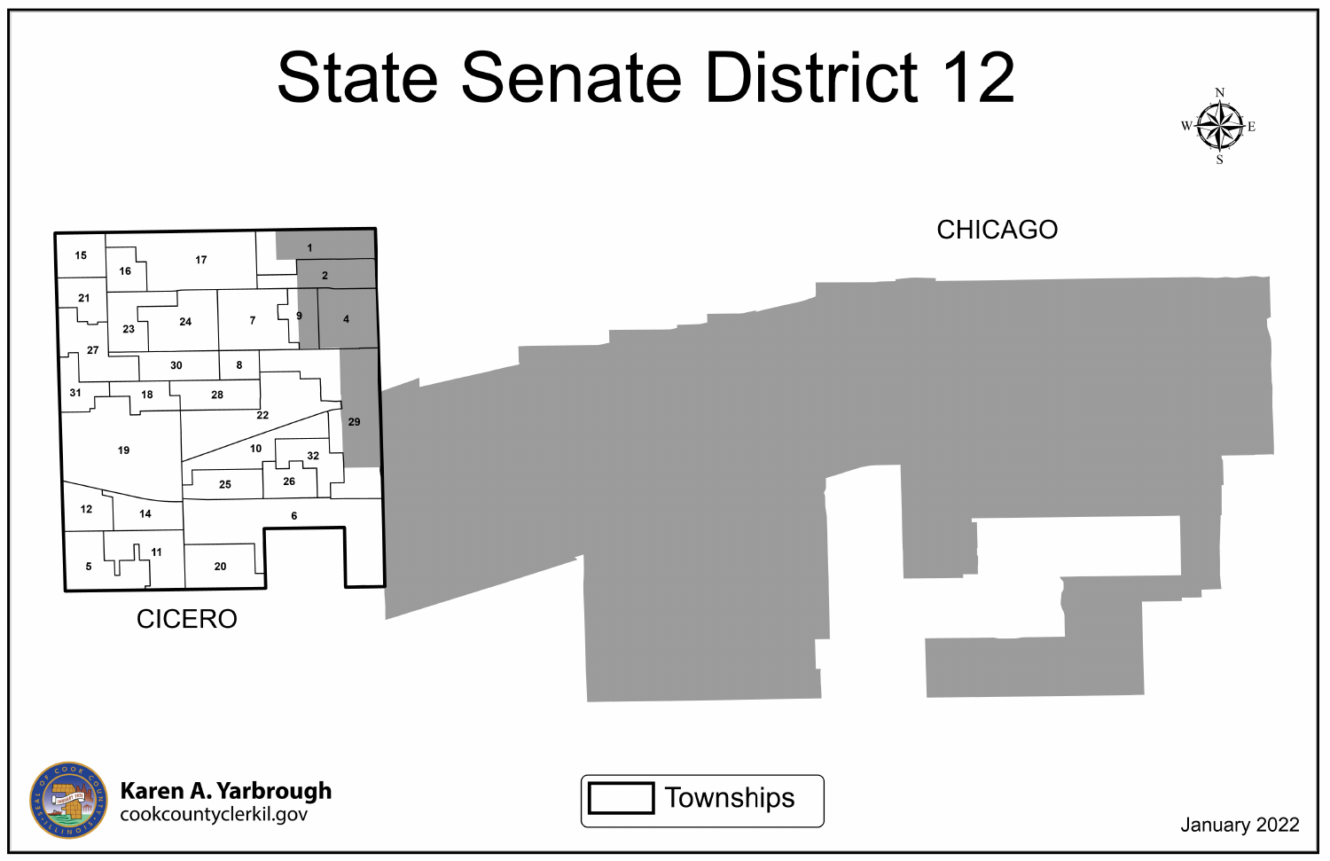# State Senate District 12

CHICAGO

CICERO

1, 2, 4, 5, 6, 7, 8, 9, 10, 11, 12, 14, 15, 16, 17, 18, 19, 20, 21, 22, 23, 24, 25, 26, 27, 28, 29, 30, 31, 32

Townships

Karen A. Yarbrough
cookcountyclerkil.gov

January 2022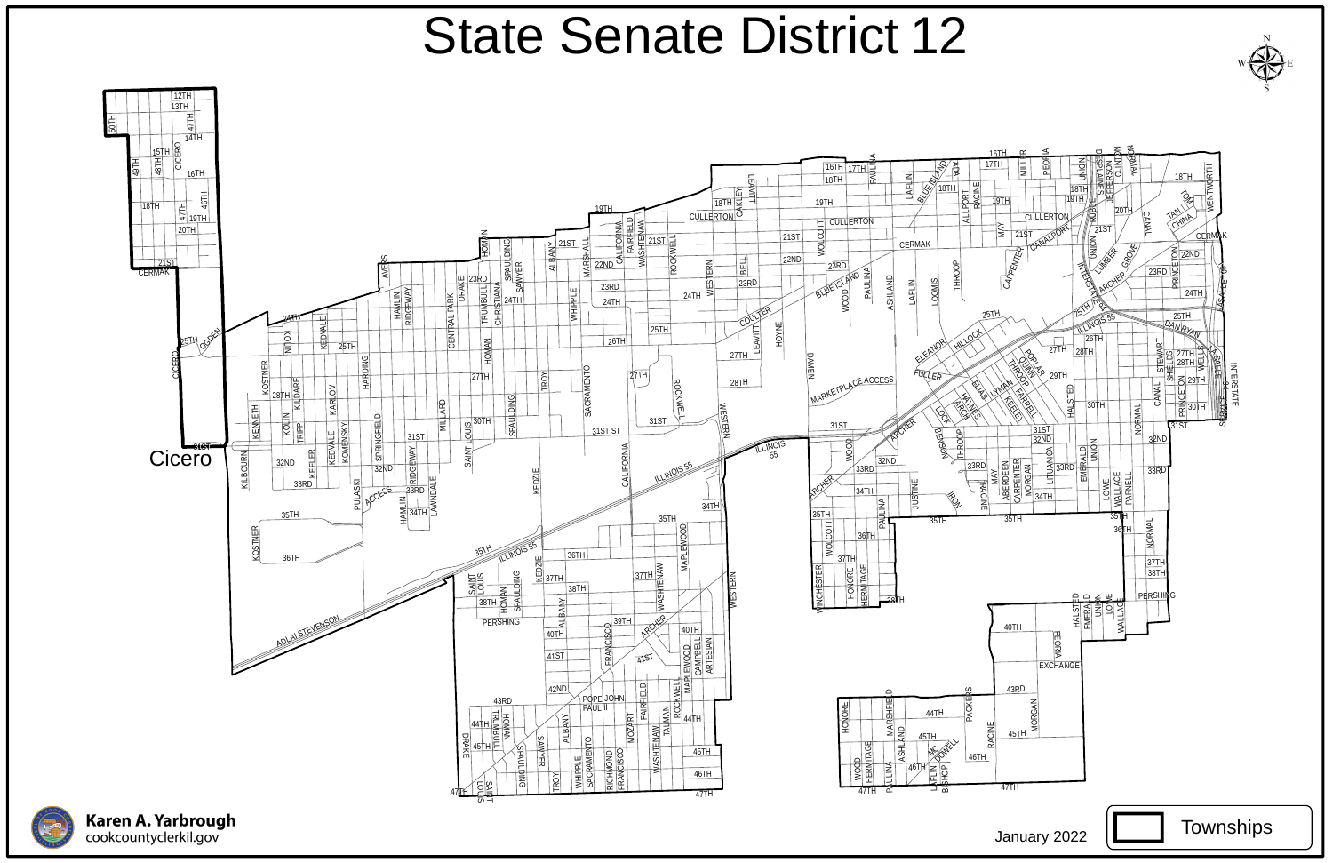# State Senate District 12

Cicero

Karen A. Yarbrough
cookcountyclerkil.gov

January 2022

Townships